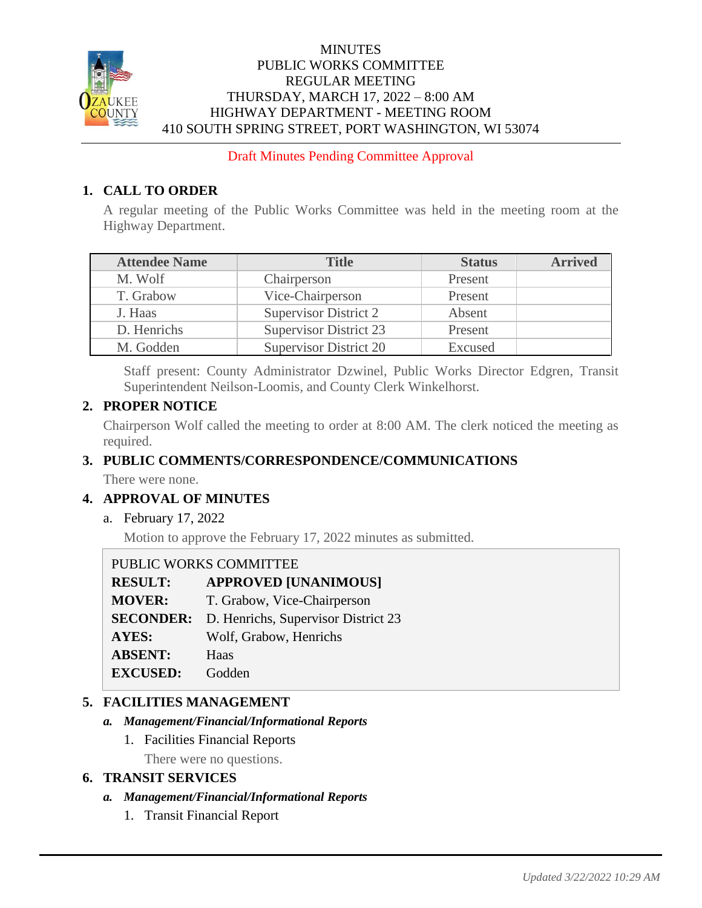# MINUTES
## PUBLIC WORKS COMMITTEE
## REGULAR MEETING
## THURSDAY, MARCH 17, 2022 – 8:00 AM
## HIGHWAY DEPARTMENT - MEETING ROOM
## 410 SOUTH SPRING STREET, PORT WASHINGTON, WI 53074

Draft Minutes Pending Committee Approval

## 1. CALL TO ORDER

A regular meeting of the Public Works Committee was held in the meeting room at the Highway Department.

| Attendee Name | Title | Status | Arrived |
|---|---|---|---|
| M. Wolf | Chairperson | Present | |
| T. Grabow | Vice-Chairperson | Present | |
| J. Haas | Supervisor District 2 | Absent | |
| D. Henrichs | Supervisor District 23 | Present | |
| M. Godden | Supervisor District 20 | Excused | |

Staff present: County Administrator Dzwinel, Public Works Director Edgren, Transit Superintendent Neilson-Loomis, and County Clerk Winkelhorst.

## 2. PROPER NOTICE

Chairperson Wolf called the meeting to order at 8:00 AM. The clerk noticed the meeting as required.

## 3. PUBLIC COMMENTS/CORRESPONDENCE/COMMUNICATIONS

There were none.

## 4. APPROVAL OF MINUTES

a. February 17, 2022

Motion to approve the February 17, 2022 minutes as submitted.

PUBLIC WORKS COMMITTEE

**RESULT:** **APPROVED [UNANIMOUS]**
**MOVER:** T. Grabow, Vice-Chairperson
**SECONDER:** D. Henrichs, Supervisor District 23
**AYES:** Wolf, Grabow, Henrichs
**ABSENT:** Haas
**EXCUSED:** Godden

## 5. FACILITIES MANAGEMENT

***a. Management/Financial/Informational Reports***

1. Facilities Financial Reports

   There were no questions.

## 6. TRANSIT SERVICES

***a. Management/Financial/Informational Reports***

1. Transit Financial Report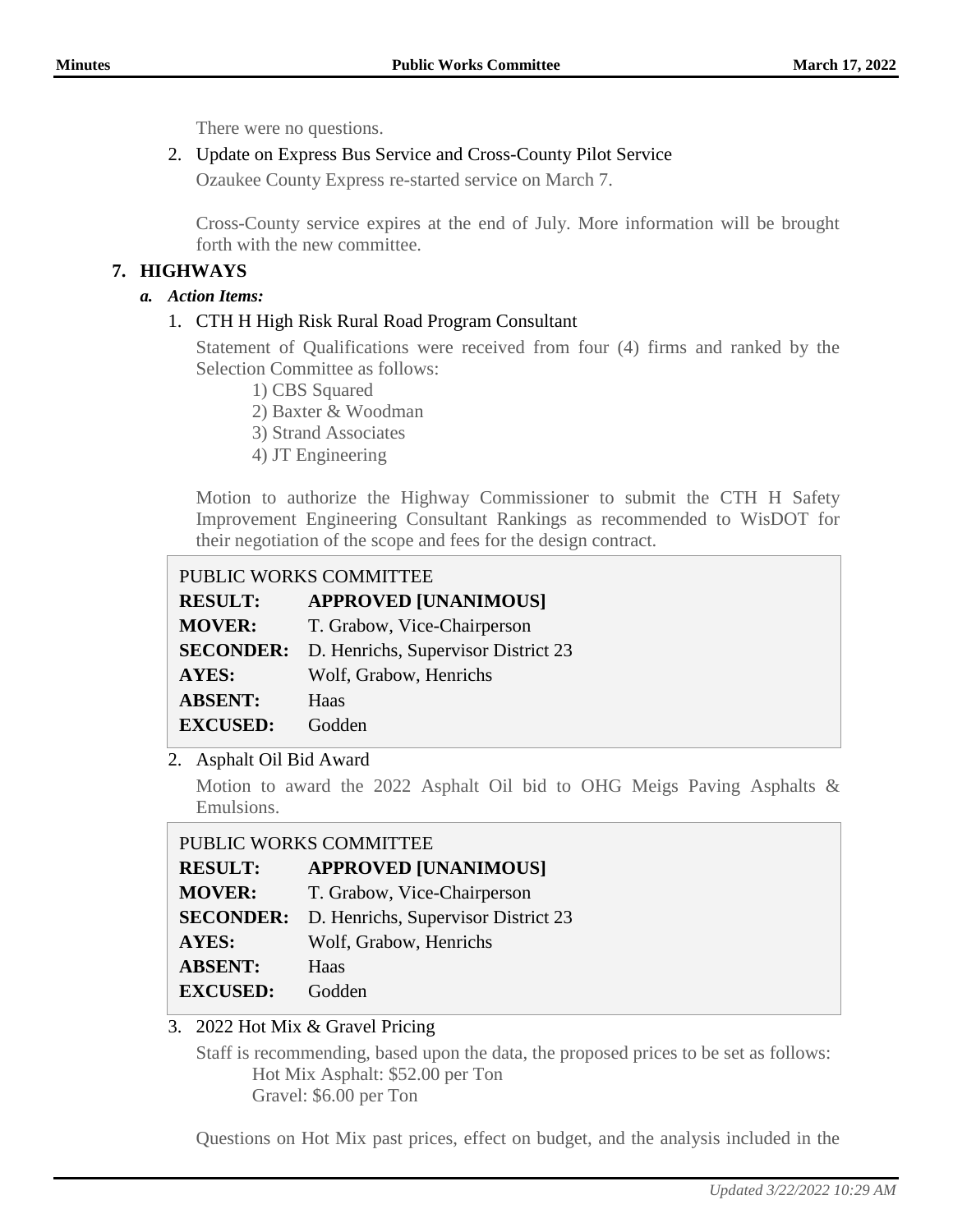There were no questions.

2. Update on Express Bus Service and Cross-County Pilot Service

   Ozaukee County Express re-started service on March 7.

   Cross-County service expires at the end of July. More information will be brought forth with the new committee.

## 7. HIGHWAYS

### *a. Action Items:*

1. CTH H High Risk Rural Road Program Consultant

   Statement of Qualifications were received from four (4) firms and ranked by the Selection Committee as follows:

   1) CBS Squared
   2) Baxter & Woodman
   3) Strand Associates
   4) JT Engineering

   Motion to authorize the Highway Commissioner to submit the CTH H Safety Improvement Engineering Consultant Rankings as recommended to WisDOT for their negotiation of the scope and fees for the design contract.

| PUBLIC WORKS COMMITTEE | |
|---|---|
| **RESULT:** | **APPROVED [UNANIMOUS]** |
| **MOVER:** | T. Grabow, Vice-Chairperson |
| **SECONDER:** | D. Henrichs, Supervisor District 23 |
| **AYES:** | Wolf, Grabow, Henrichs |
| **ABSENT:** | Haas |
| **EXCUSED:** | Godden |

2. Asphalt Oil Bid Award

   Motion to award the 2022 Asphalt Oil bid to OHG Meigs Paving Asphalts & Emulsions.

| PUBLIC WORKS COMMITTEE | |
|---|---|
| **RESULT:** | **APPROVED [UNANIMOUS]** |
| **MOVER:** | T. Grabow, Vice-Chairperson |
| **SECONDER:** | D. Henrichs, Supervisor District 23 |
| **AYES:** | Wolf, Grabow, Henrichs |
| **ABSENT:** | Haas |
| **EXCUSED:** | Godden |

3. 2022 Hot Mix & Gravel Pricing

   Staff is recommending, based upon the data, the proposed prices to be set as follows:

   Hot Mix Asphalt: $52.00 per Ton
   Gravel: $6.00 per Ton

   Questions on Hot Mix past prices, effect on budget, and the analysis included in the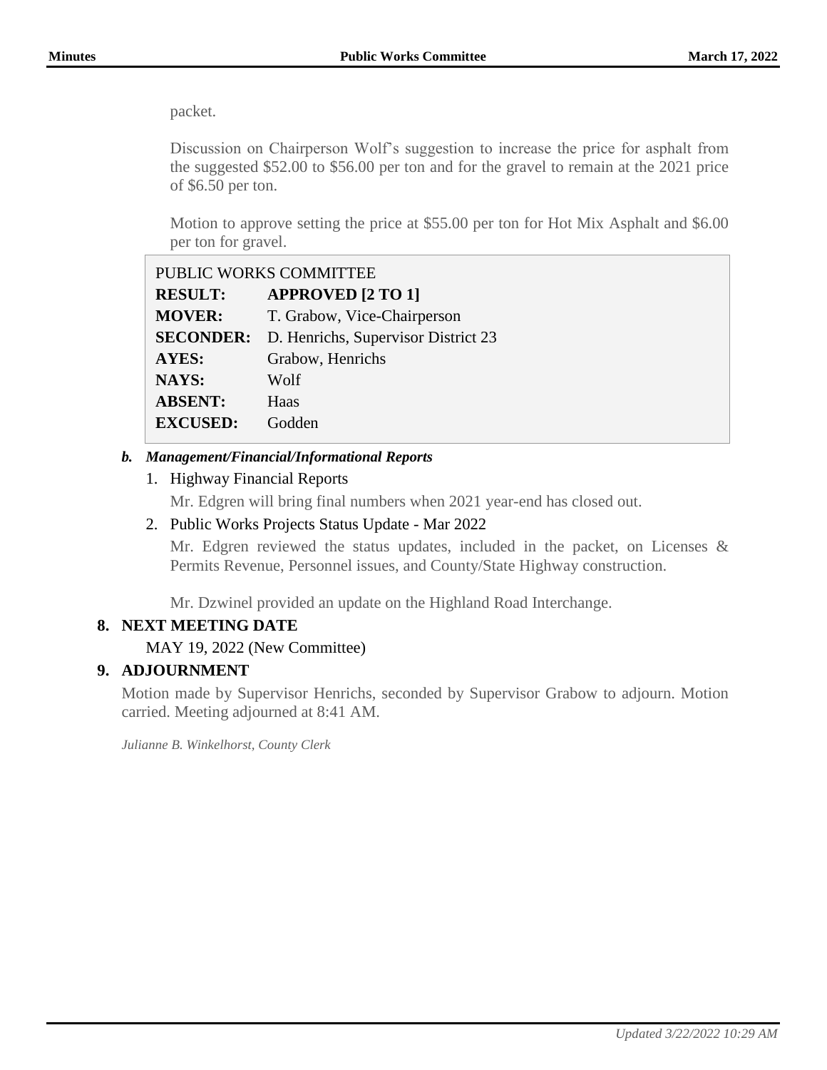packet.

Discussion on Chairperson Wolf's suggestion to increase the price for asphalt from the suggested $52.00 to $56.00 per ton and for the gravel to remain at the 2021 price of $6.50 per ton.

Motion to approve setting the price at $55.00 per ton for Hot Mix Asphalt and $6.00 per ton for gravel.

| PUBLIC WORKS COMMITTEE | |
|---|---|
| **RESULT:** | **APPROVED [2 TO 1]** |
| **MOVER:** | T. Grabow, Vice-Chairperson |
| **SECONDER:** | D. Henrichs, Supervisor District 23 |
| **AYES:** | Grabow, Henrichs |
| **NAYS:** | Wolf |
| **ABSENT:** | Haas |
| **EXCUSED:** | Godden |

***b. Management/Financial/Informational Reports***

1. Highway Financial Reports

   Mr. Edgren will bring final numbers when 2021 year-end has closed out.

2. Public Works Projects Status Update - Mar 2022

   Mr. Edgren reviewed the status updates, included in the packet, on Licenses & Permits Revenue, Personnel issues, and County/State Highway construction.

   Mr. Dzwinel provided an update on the Highland Road Interchange.

## 8. NEXT MEETING DATE

MAY 19, 2022 (New Committee)

## 9. ADJOURNMENT

Motion made by Supervisor Henrichs, seconded by Supervisor Grabow to adjourn. Motion carried. Meeting adjourned at 8:41 AM.

*Julianne B. Winkelhorst, County Clerk*